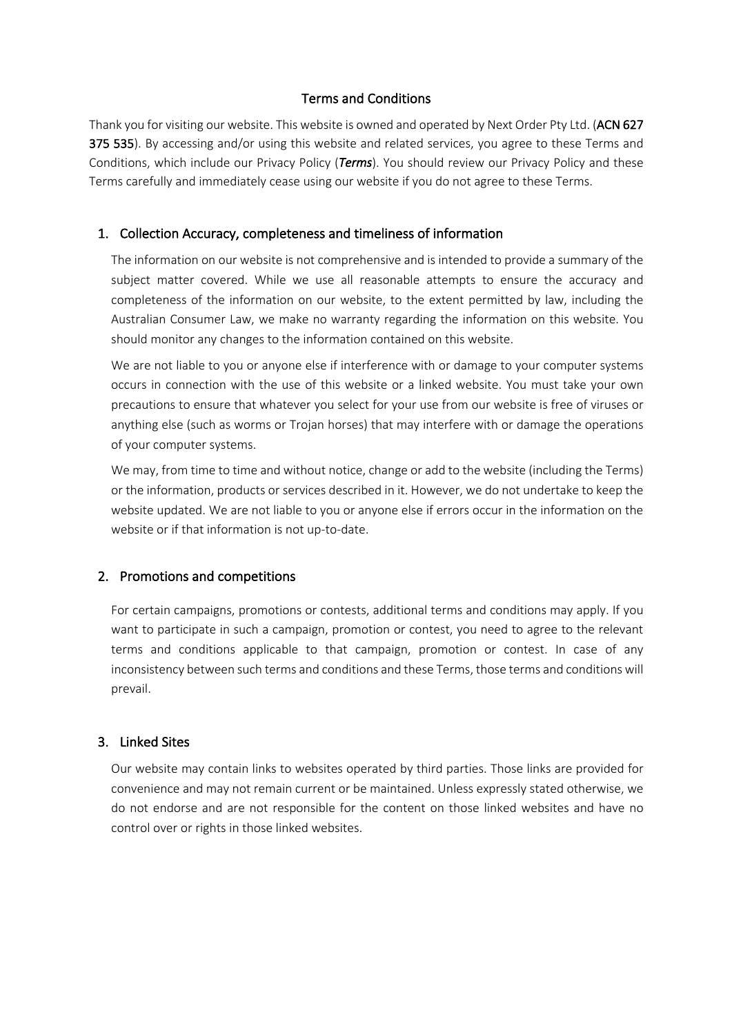# Terms and Conditions

Thank you for visiting our website. This website is owned and operated by Next Order Pty Ltd. (**ACN 627 375 535**). By accessing and/or using this website and related services, you agree to these Terms and Conditions, which include our Privacy Policy (***Terms***). You should review our Privacy Policy and these Terms carefully and immediately cease using our website if you do not agree to these Terms.

## 1. Collection Accuracy, completeness and timeliness of information

The information on our website is not comprehensive and is intended to provide a summary of the subject matter covered. While we use all reasonable attempts to ensure the accuracy and completeness of the information on our website, to the extent permitted by law, including the Australian Consumer Law, we make no warranty regarding the information on this website. You should monitor any changes to the information contained on this website.

We are not liable to you or anyone else if interference with or damage to your computer systems occurs in connection with the use of this website or a linked website. You must take your own precautions to ensure that whatever you select for your use from our website is free of viruses or anything else (such as worms or Trojan horses) that may interfere with or damage the operations of your computer systems.

We may, from time to time and without notice, change or add to the website (including the Terms) or the information, products or services described in it. However, we do not undertake to keep the website updated. We are not liable to you or anyone else if errors occur in the information on the website or if that information is not up-to-date.

## 2. Promotions and competitions

For certain campaigns, promotions or contests, additional terms and conditions may apply. If you want to participate in such a campaign, promotion or contest, you need to agree to the relevant terms and conditions applicable to that campaign, promotion or contest. In case of any inconsistency between such terms and conditions and these Terms, those terms and conditions will prevail.

## 3. Linked Sites

Our website may contain links to websites operated by third parties. Those links are provided for convenience and may not remain current or be maintained. Unless expressly stated otherwise, we do not endorse and are not responsible for the content on those linked websites and have no control over or rights in those linked websites.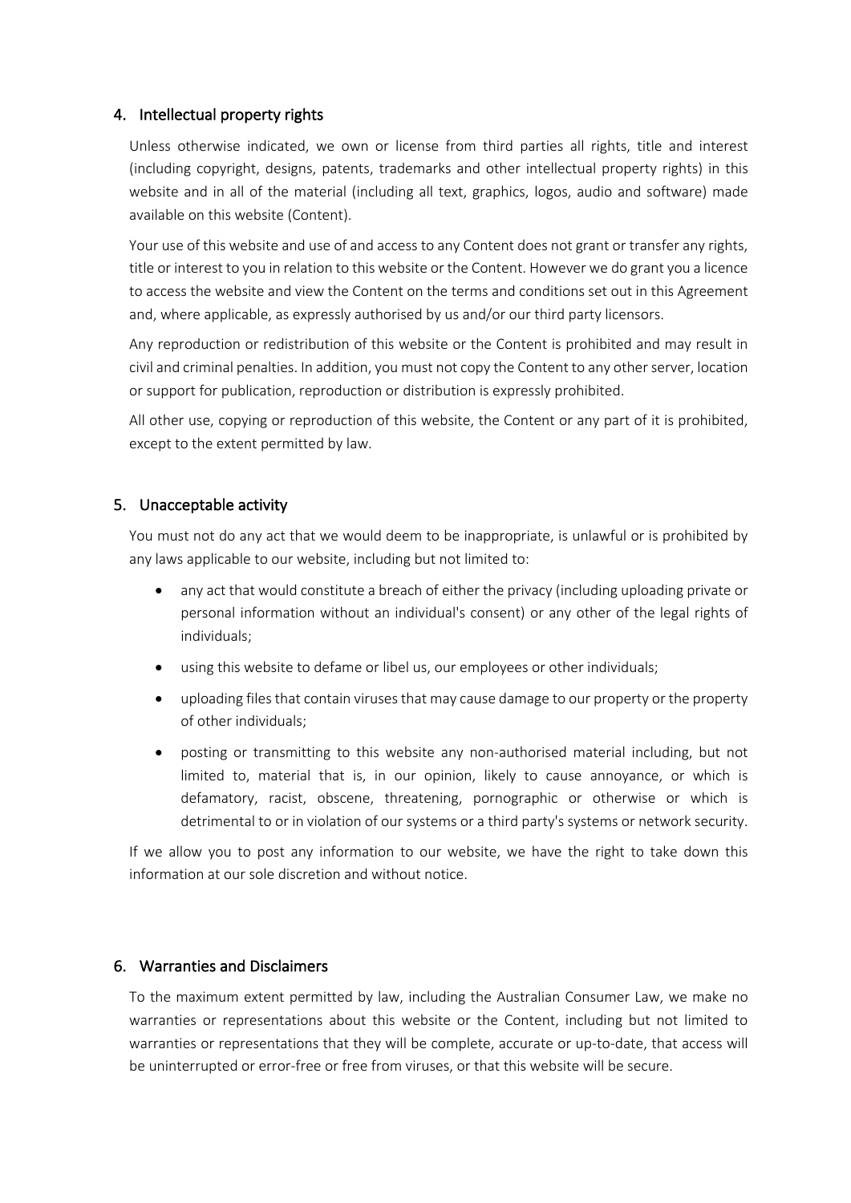## 4. Intellectual property rights

Unless otherwise indicated, we own or license from third parties all rights, title and interest (including copyright, designs, patents, trademarks and other intellectual property rights) in this website and in all of the material (including all text, graphics, logos, audio and software) made available on this website (Content).

Your use of this website and use of and access to any Content does not grant or transfer any rights, title or interest to you in relation to this website or the Content. However we do grant you a licence to access the website and view the Content on the terms and conditions set out in this Agreement and, where applicable, as expressly authorised by us and/or our third party licensors.

Any reproduction or redistribution of this website or the Content is prohibited and may result in civil and criminal penalties. In addition, you must not copy the Content to any other server, location or support for publication, reproduction or distribution is expressly prohibited.

All other use, copying or reproduction of this website, the Content or any part of it is prohibited, except to the extent permitted by law.

## 5. Unacceptable activity

You must not do any act that we would deem to be inappropriate, is unlawful or is prohibited by any laws applicable to our website, including but not limited to:

- any act that would constitute a breach of either the privacy (including uploading private or personal information without an individual's consent) or any other of the legal rights of individuals;
- using this website to defame or libel us, our employees or other individuals;
- uploading files that contain viruses that may cause damage to our property or the property of other individuals;
- posting or transmitting to this website any non-authorised material including, but not limited to, material that is, in our opinion, likely to cause annoyance, or which is defamatory, racist, obscene, threatening, pornographic or otherwise or which is detrimental to or in violation of our systems or a third party's systems or network security.

If we allow you to post any information to our website, we have the right to take down this information at our sole discretion and without notice.

## 6. Warranties and Disclaimers

To the maximum extent permitted by law, including the Australian Consumer Law, we make no warranties or representations about this website or the Content, including but not limited to warranties or representations that they will be complete, accurate or up-to-date, that access will be uninterrupted or error-free or free from viruses, or that this website will be secure.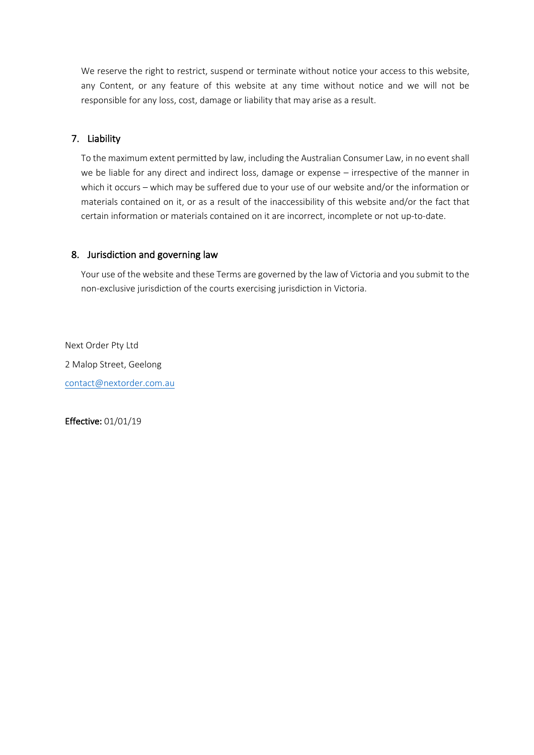We reserve the right to restrict, suspend or terminate without notice your access to this website, any Content, or any feature of this website at any time without notice and we will not be responsible for any loss, cost, damage or liability that may arise as a result.

## 7. Liability

To the maximum extent permitted by law, including the Australian Consumer Law, in no event shall we be liable for any direct and indirect loss, damage or expense – irrespective of the manner in which it occurs – which may be suffered due to your use of our website and/or the information or materials contained on it, or as a result of the inaccessibility of this website and/or the fact that certain information or materials contained on it are incorrect, incomplete or not up-to-date.

## 8. Jurisdiction and governing law

Your use of the website and these Terms are governed by the law of Victoria and you submit to the non-exclusive jurisdiction of the courts exercising jurisdiction in Victoria.

Next Order Pty Ltd

2 Malop Street, Geelong

contact@nextorder.com.au

**Effective:** 01/01/19